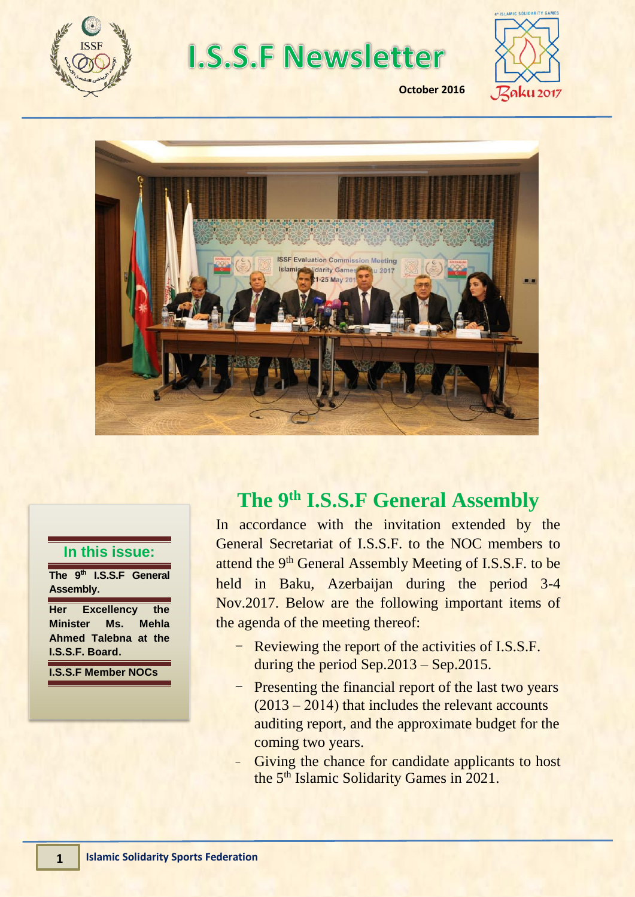# I.S.S.F Newsletter

October 2016

**In this issue:**

- **The 9th I.S.S.F General Assembly.**
- **Her Excellency the Minister Ms. Mehla Ahmed Talebna at the I.S.S.F. Board.**
- **I.S.S.F Member NOCs**

## The 9th I.S.S.F General Assembly

In accordance with the invitation extended by the General Secretariat of I.S.S.F. to the NOC members to attend the 9th General Assembly Meeting of I.S.S.F. to be held in Baku, Azerbaijan during the period 3-4 Nov.2017. Below are the following important items of the agenda of the meeting thereof:

- Reviewing the report of the activities of I.S.S.F. during the period Sep.2013 – Sep.2015.
- Presenting the financial report of the last two years (2013 – 2014) that includes the relevant accounts auditing report, and the approximate budget for the coming two years.
- Giving the chance for candidate applicants to host the 5th Islamic Solidarity Games in 2021.

Islamic Solidarity Sports Federation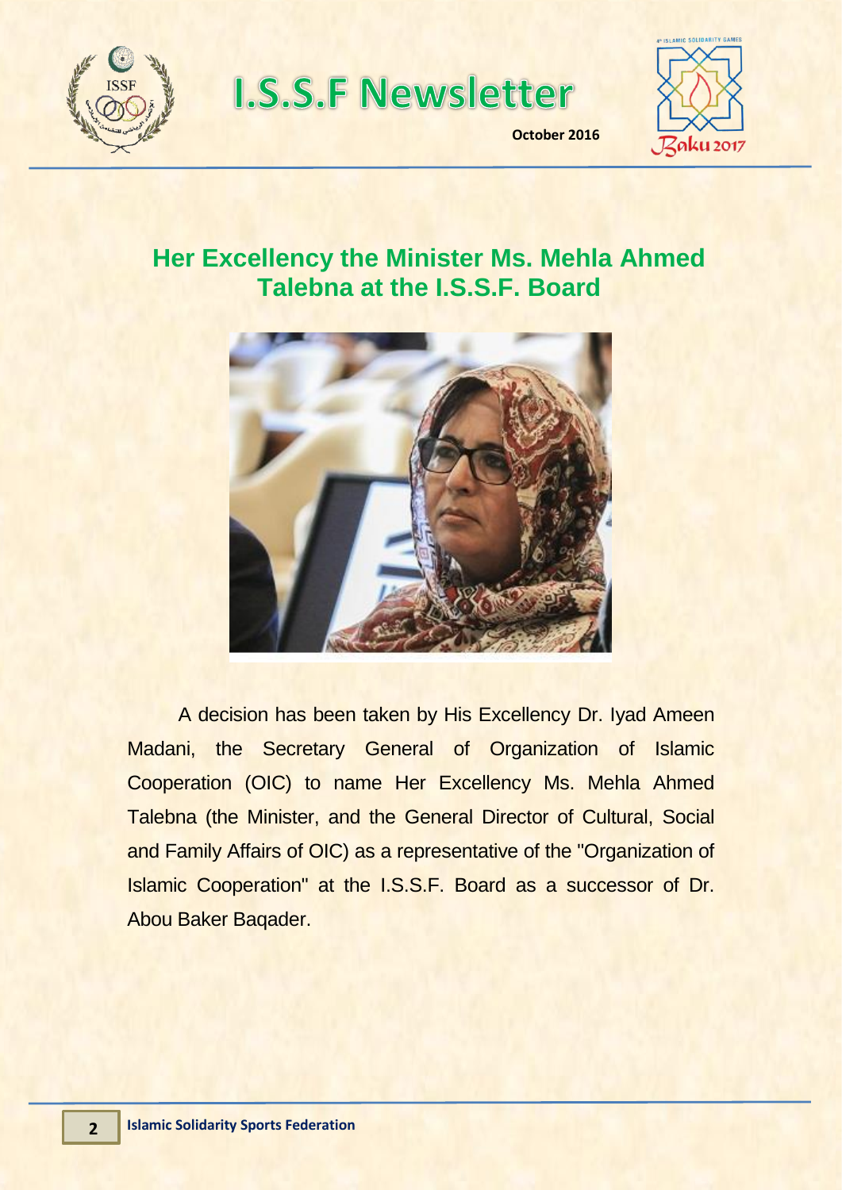## Her Excellency the Minister Ms. Mehla Ahmed Talebna at the I.S.S.F. Board

A decision has been taken by His Excellency Dr. Iyad Ameen Madani, the Secretary General of Organization of Islamic Cooperation (OIC) to name Her Excellency Ms. Mehla Ahmed Talebna (the Minister, and the General Director of Cultural, Social and Family Affairs of OIC) as a representative of the "Organization of Islamic Cooperation" at the I.S.S.F. Board as a successor of Dr. Abou Baker Baqader.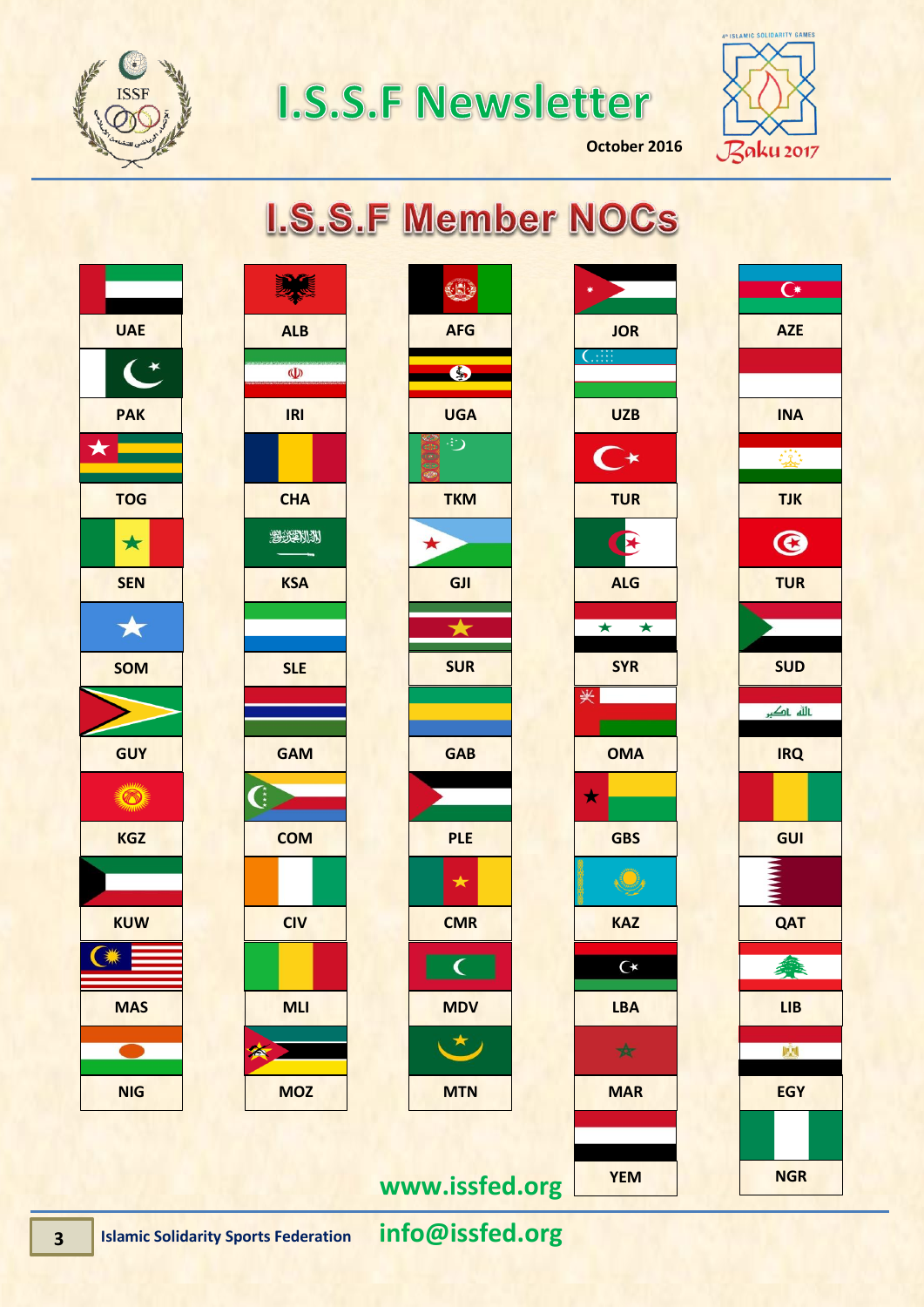# I.S.S.F Newsletter

October 2016

## I.S.S.F Member NOCs

| | | | | |
|---|---|---|---|---|
| UAE | ALB | AFG | JOR | AZE |
| PAK | IRI | UGA | UZB | INA |
| TOG | CHA | TKM | TUR | TJK |
| SEN | KSA | GJI | ALG | TUR |
| SOM | SLE | SUR | SYR | SUD |
| GUY | GAM | GAB | OMA | IRQ |
| KGZ | COM | PLE | GBS | GUI |
| KUW | CIV | CMR | KAZ | QAT |
| MAS | MLI | MDV | LBA | LIB |
| NIG | MOZ | MTN | MAR | EGY |
| | | | YEM | NGR |

www.issfed.org

info@issfed.org

Islamic Solidarity Sports Federation